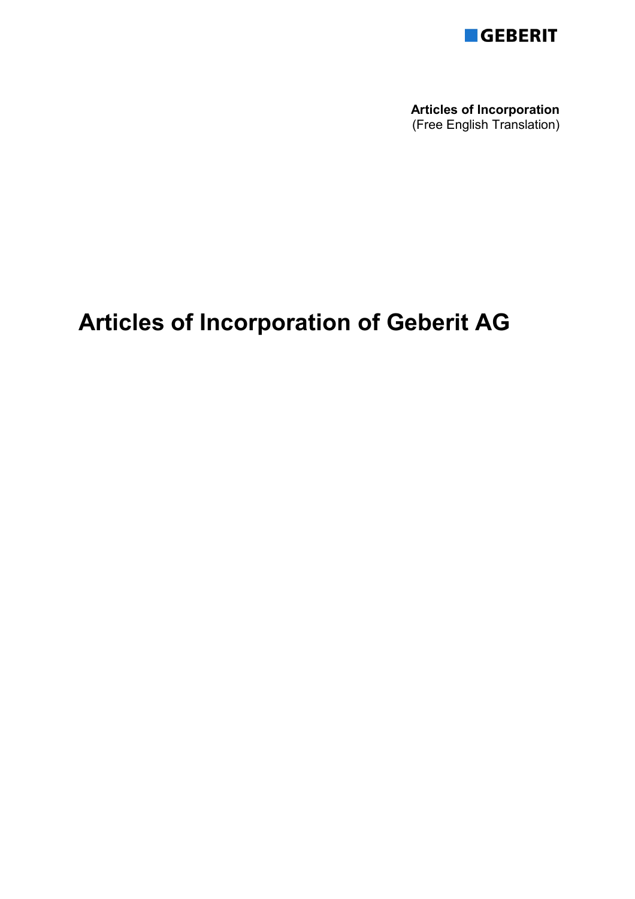GEBERIT

**Articles of Incorporation**
(Free English Translation)

# Articles of Incorporation of Geberit AG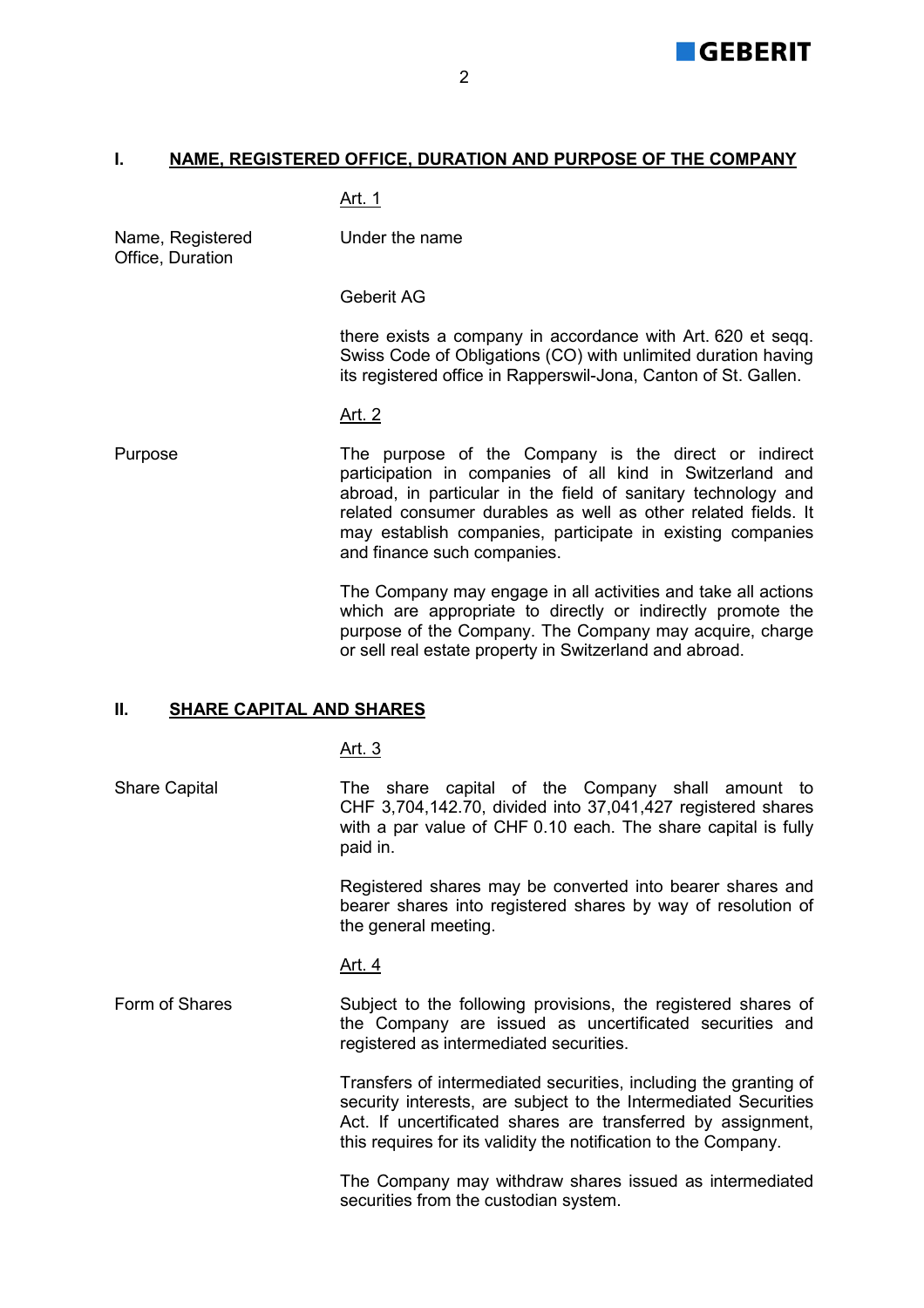## I. NAME, REGISTERED OFFICE, DURATION AND PURPOSE OF THE COMPANY

### Art. 1

**Name, Registered Office, Duration**

Under the name

Geberit AG

there exists a company in accordance with Art. 620 et seqq. Swiss Code of Obligations (CO) with unlimited duration having its registered office in Rapperswil-Jona, Canton of St. Gallen.

### Art. 2

**Purpose**

The purpose of the Company is the direct or indirect participation in companies of all kind in Switzerland and abroad, in particular in the field of sanitary technology and related consumer durables as well as other related fields. It may establish companies, participate in existing companies and finance such companies.

The Company may engage in all activities and take all actions which are appropriate to directly or indirectly promote the purpose of the Company. The Company may acquire, charge or sell real estate property in Switzerland and abroad.

## II. SHARE CAPITAL AND SHARES

### Art. 3

**Share Capital**

The share capital of the Company shall amount to CHF 3,704,142.70, divided into 37,041,427 registered shares with a par value of CHF 0.10 each. The share capital is fully paid in.

Registered shares may be converted into bearer shares and bearer shares into registered shares by way of resolution of the general meeting.

### Art. 4

**Form of Shares**

Subject to the following provisions, the registered shares of the Company are issued as uncertificated securities and registered as intermediated securities.

Transfers of intermediated securities, including the granting of security interests, are subject to the Intermediated Securities Act. If uncertificated shares are transferred by assignment, this requires for its validity the notification to the Company.

The Company may withdraw shares issued as intermediated securities from the custodian system.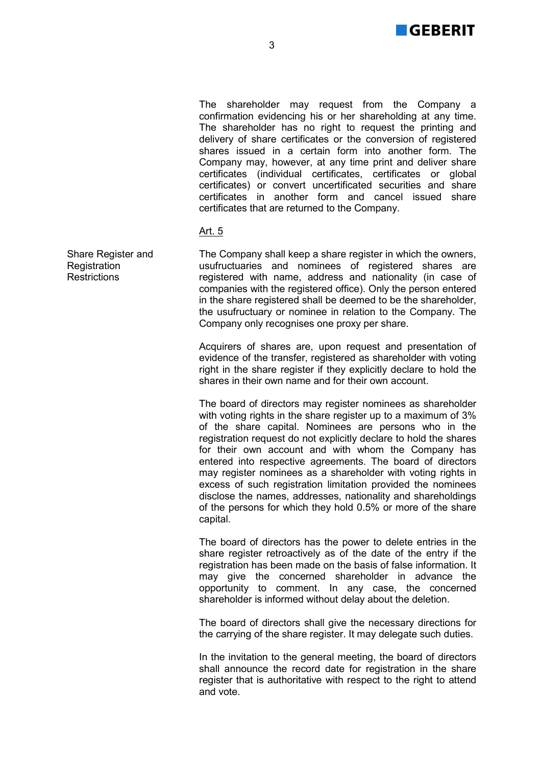The shareholder may request from the Company a confirmation evidencing his or her shareholding at any time. The shareholder has no right to request the printing and delivery of share certificates or the conversion of registered shares issued in a certain form into another form. The Company may, however, at any time print and deliver share certificates (individual certificates, certificates or global certificates) or convert uncertificated securities and share certificates in another form and cancel issued share certificates that are returned to the Company.

Art. 5

**Share Register and Registration Restrictions**

The Company shall keep a share register in which the owners, usufructuaries and nominees of registered shares are registered with name, address and nationality (in case of companies with the registered office). Only the person entered in the share registered shall be deemed to be the shareholder, the usufructuary or nominee in relation to the Company. The Company only recognises one proxy per share.

Acquirers of shares are, upon request and presentation of evidence of the transfer, registered as shareholder with voting right in the share register if they explicitly declare to hold the shares in their own name and for their own account.

The board of directors may register nominees as shareholder with voting rights in the share register up to a maximum of 3% of the share capital. Nominees are persons who in the registration request do not explicitly declare to hold the shares for their own account and with whom the Company has entered into respective agreements. The board of directors may register nominees as a shareholder with voting rights in excess of such registration limitation provided the nominees disclose the names, addresses, nationality and shareholdings of the persons for which they hold 0.5% or more of the share capital.

The board of directors has the power to delete entries in the share register retroactively as of the date of the entry if the registration has been made on the basis of false information. It may give the concerned shareholder in advance the opportunity to comment. In any case, the concerned shareholder is informed without delay about the deletion.

The board of directors shall give the necessary directions for the carrying of the share register. It may delegate such duties.

In the invitation to the general meeting, the board of directors shall announce the record date for registration in the share register that is authoritative with respect to the right to attend and vote.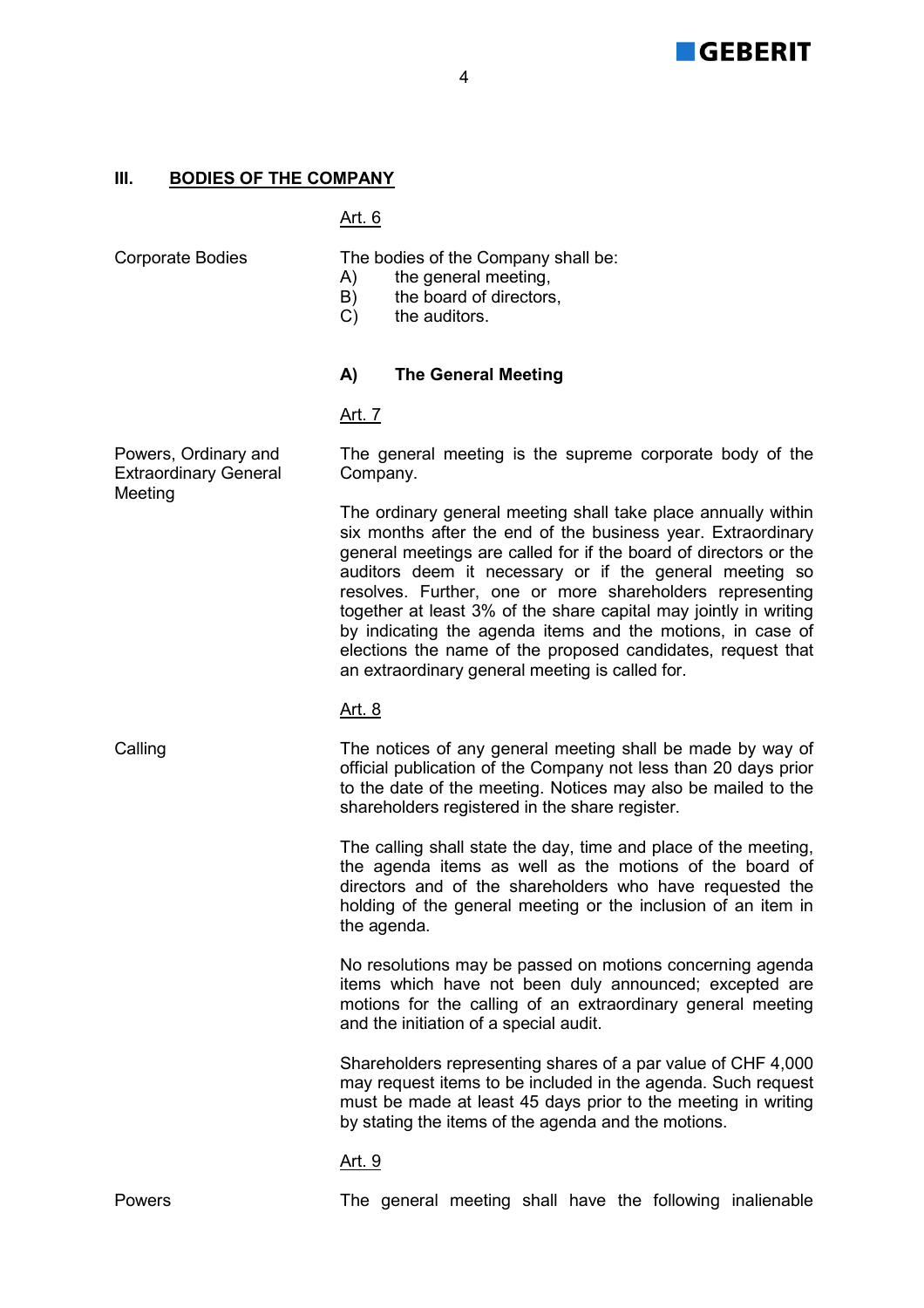## III. BODIES OF THE COMPANY

Art. 6

Corporate Bodies

The bodies of the Company shall be:

A) the general meeting,
B) the board of directors,
C) the auditors.

### A) The General Meeting

Art. 7

Powers, Ordinary and Extraordinary General Meeting

The general meeting is the supreme corporate body of the Company.

The ordinary general meeting shall take place annually within six months after the end of the business year. Extraordinary general meetings are called for if the board of directors or the auditors deem it necessary or if the general meeting so resolves. Further, one or more shareholders representing together at least 3% of the share capital may jointly in writing by indicating the agenda items and the motions, in case of elections the name of the proposed candidates, request that an extraordinary general meeting is called for.

Art. 8

Calling

The notices of any general meeting shall be made by way of official publication of the Company not less than 20 days prior to the date of the meeting. Notices may also be mailed to the shareholders registered in the share register.

The calling shall state the day, time and place of the meeting, the agenda items as well as the motions of the board of directors and of the shareholders who have requested the holding of the general meeting or the inclusion of an item in the agenda.

No resolutions may be passed on motions concerning agenda items which have not been duly announced; excepted are motions for the calling of an extraordinary general meeting and the initiation of a special audit.

Shareholders representing shares of a par value of CHF 4,000 may request items to be included in the agenda. Such request must be made at least 45 days prior to the meeting in writing by stating the items of the agenda and the motions.

Art. 9

Powers

The general meeting shall have the following inalienable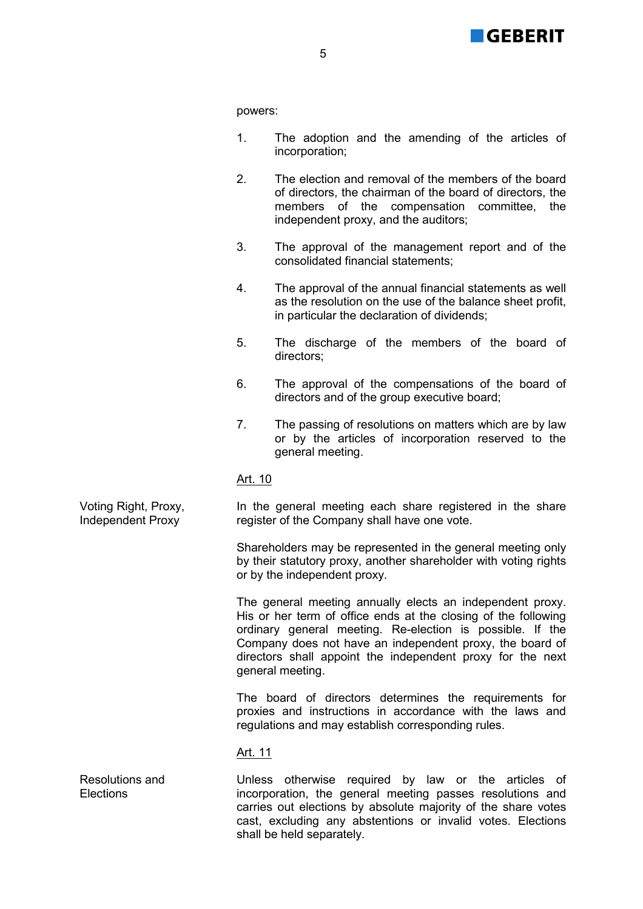powers:

1. The adoption and the amending of the articles of incorporation;

2. The election and removal of the members of the board of directors, the chairman of the board of directors, the members of the compensation committee, the independent proxy, and the auditors;

3. The approval of the management report and of the consolidated financial statements;

4. The approval of the annual financial statements as well as the resolution on the use of the balance sheet profit, in particular the declaration of dividends;

5. The discharge of the members of the board of directors;

6. The approval of the compensations of the board of directors and of the group executive board;

7. The passing of resolutions on matters which are by law or by the articles of incorporation reserved to the general meeting.

<u>Art. 10</u>

**Voting Right, Proxy, Independent Proxy**

In the general meeting each share registered in the share register of the Company shall have one vote.

Shareholders may be represented in the general meeting only by their statutory proxy, another shareholder with voting rights or by the independent proxy.

The general meeting annually elects an independent proxy. His or her term of office ends at the closing of the following ordinary general meeting. Re-election is possible. If the Company does not have an independent proxy, the board of directors shall appoint the independent proxy for the next general meeting.

The board of directors determines the requirements for proxies and instructions in accordance with the laws and regulations and may establish corresponding rules.

<u>Art. 11</u>

**Resolutions and Elections**

Unless otherwise required by law or the articles of incorporation, the general meeting passes resolutions and carries out elections by absolute majority of the share votes cast, excluding any abstentions or invalid votes. Elections shall be held separately.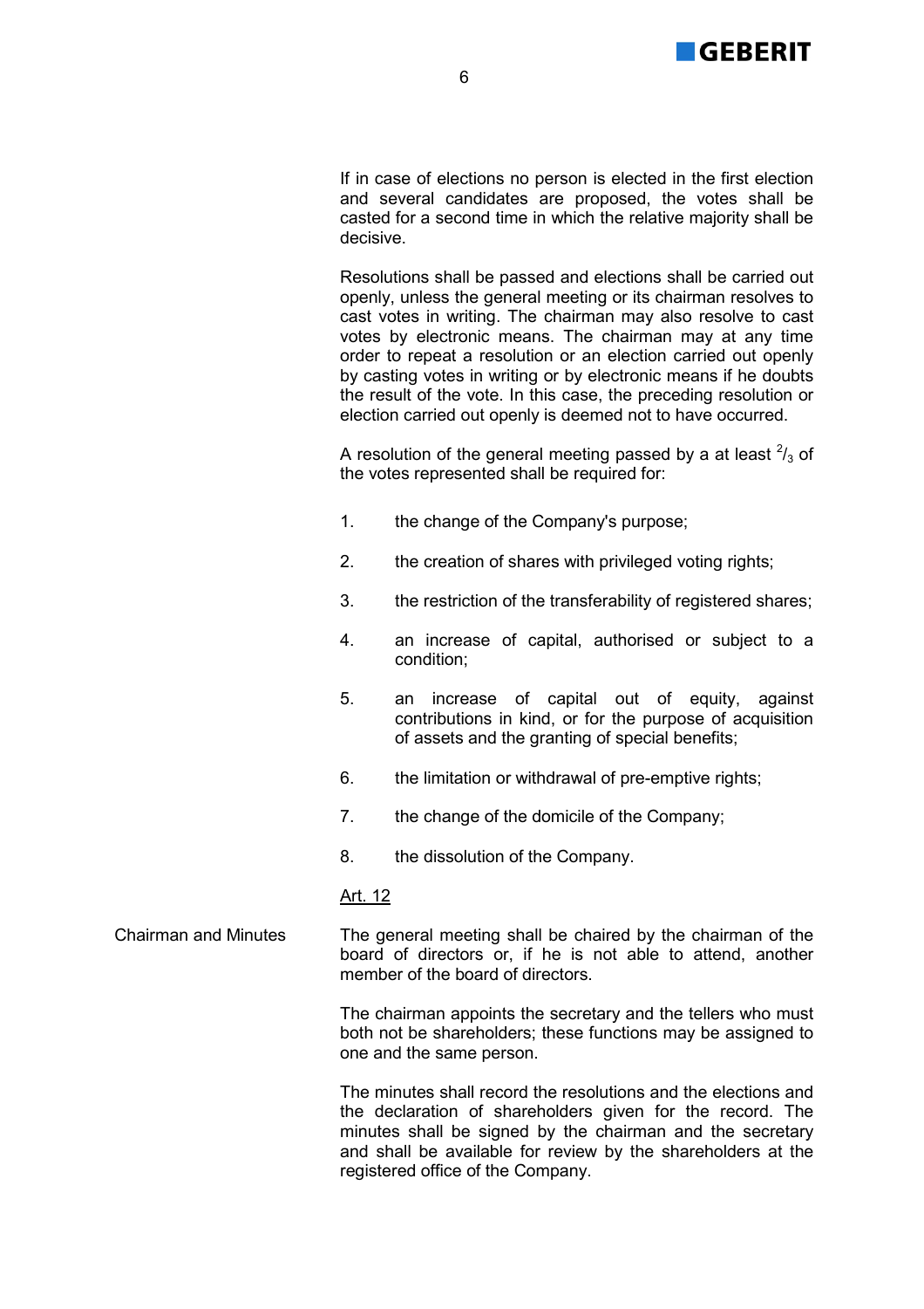If in case of elections no person is elected in the first election and several candidates are proposed, the votes shall be casted for a second time in which the relative majority shall be decisive.

Resolutions shall be passed and elections shall be carried out openly, unless the general meeting or its chairman resolves to cast votes in writing. The chairman may also resolve to cast votes by electronic means. The chairman may at any time order to repeat a resolution or an election carried out openly by casting votes in writing or by electronic means if he doubts the result of the vote. In this case, the preceding resolution or election carried out openly is deemed not to have occurred.

A resolution of the general meeting passed by a at least $^{2}/_{3}$ of the votes represented shall be required for:

1. the change of the Company's purpose;
2. the creation of shares with privileged voting rights;
3. the restriction of the transferability of registered shares;
4. an increase of capital, authorised or subject to a condition;
5. an increase of capital out of equity, against contributions in kind, or for the purpose of acquisition of assets and the granting of special benefits;
6. the limitation or withdrawal of pre-emptive rights;
7. the change of the domicile of the Company;
8. the dissolution of the Company.

Art. 12

**Chairman and Minutes**

The general meeting shall be chaired by the chairman of the board of directors or, if he is not able to attend, another member of the board of directors.

The chairman appoints the secretary and the tellers who must both not be shareholders; these functions may be assigned to one and the same person.

The minutes shall record the resolutions and the elections and the declaration of shareholders given for the record. The minutes shall be signed by the chairman and the secretary and shall be available for review by the shareholders at the registered office of the Company.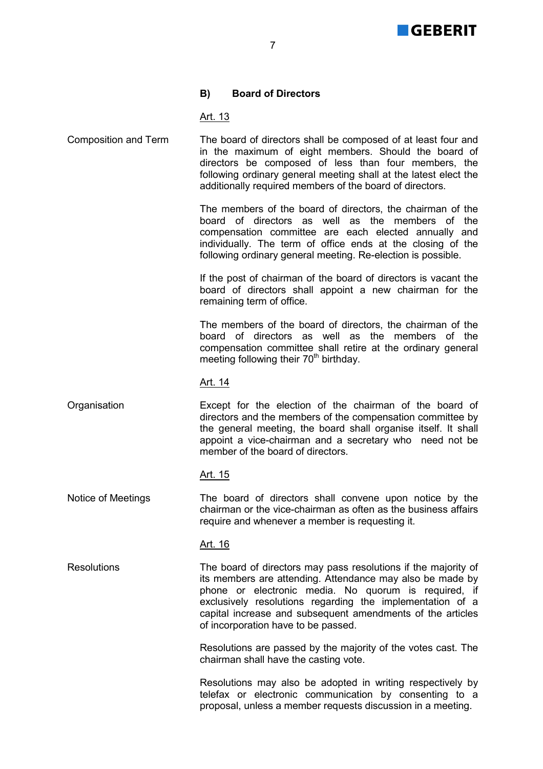## B) Board of Directors

### Art. 13

**Composition and Term**

The board of directors shall be composed of at least four and in the maximum of eight members. Should the board of directors be composed of less than four members, the following ordinary general meeting shall at the latest elect the additionally required members of the board of directors.

The members of the board of directors, the chairman of the board of directors as well as the members of the compensation committee are each elected annually and individually. The term of office ends at the closing of the following ordinary general meeting. Re-election is possible.

If the post of chairman of the board of directors is vacant the board of directors shall appoint a new chairman for the remaining term of office.

The members of the board of directors, the chairman of the board of directors as well as the members of the compensation committee shall retire at the ordinary general meeting following their 70th birthday.

### Art. 14

**Organisation**

Except for the election of the chairman of the board of directors and the members of the compensation committee by the general meeting, the board shall organise itself. It shall appoint a vice-chairman and a secretary who need not be member of the board of directors.

### Art. 15

**Notice of Meetings**

The board of directors shall convene upon notice by the chairman or the vice-chairman as often as the business affairs require and whenever a member is requesting it.

### Art. 16

**Resolutions**

The board of directors may pass resolutions if the majority of its members are attending. Attendance may also be made by phone or electronic media. No quorum is required, if exclusively resolutions regarding the implementation of a capital increase and subsequent amendments of the articles of incorporation have to be passed.

Resolutions are passed by the majority of the votes cast. The chairman shall have the casting vote.

Resolutions may also be adopted in writing respectively by telefax or electronic communication by consenting to a proposal, unless a member requests discussion in a meeting.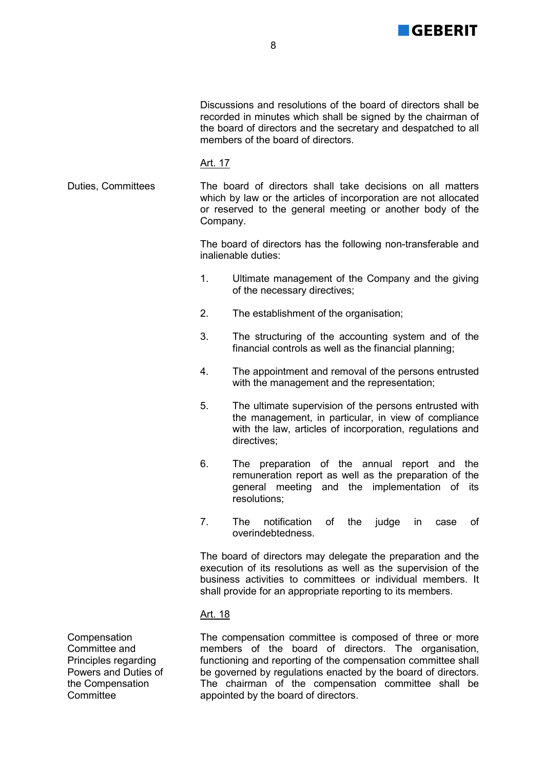Discussions and resolutions of the board of directors shall be recorded in minutes which shall be signed by the chairman of the board of directors and the secretary and despatched to all members of the board of directors.

Art. 17

**Duties, Committees**

The board of directors shall take decisions on all matters which by law or the articles of incorporation are not allocated or reserved to the general meeting or another body of the Company.

The board of directors has the following non-transferable and inalienable duties:

1. Ultimate management of the Company and the giving of the necessary directives;

2. The establishment of the organisation;

3. The structuring of the accounting system and of the financial controls as well as the financial planning;

4. The appointment and removal of the persons entrusted with the management and the representation;

5. The ultimate supervision of the persons entrusted with the management, in particular, in view of compliance with the law, articles of incorporation, regulations and directives;

6. The preparation of the annual report and the remuneration report as well as the preparation of the general meeting and the implementation of its resolutions;

7. The notification of the judge in case of overindebtedness.

The board of directors may delegate the preparation and the execution of its resolutions as well as the supervision of the business activities to committees or individual members. It shall provide for an appropriate reporting to its members.

Art. 18

**Compensation Committee and Principles regarding Powers and Duties of the Compensation Committee**

The compensation committee is composed of three or more members of the board of directors. The organisation, functioning and reporting of the compensation committee shall be governed by regulations enacted by the board of directors. The chairman of the compensation committee shall be appointed by the board of directors.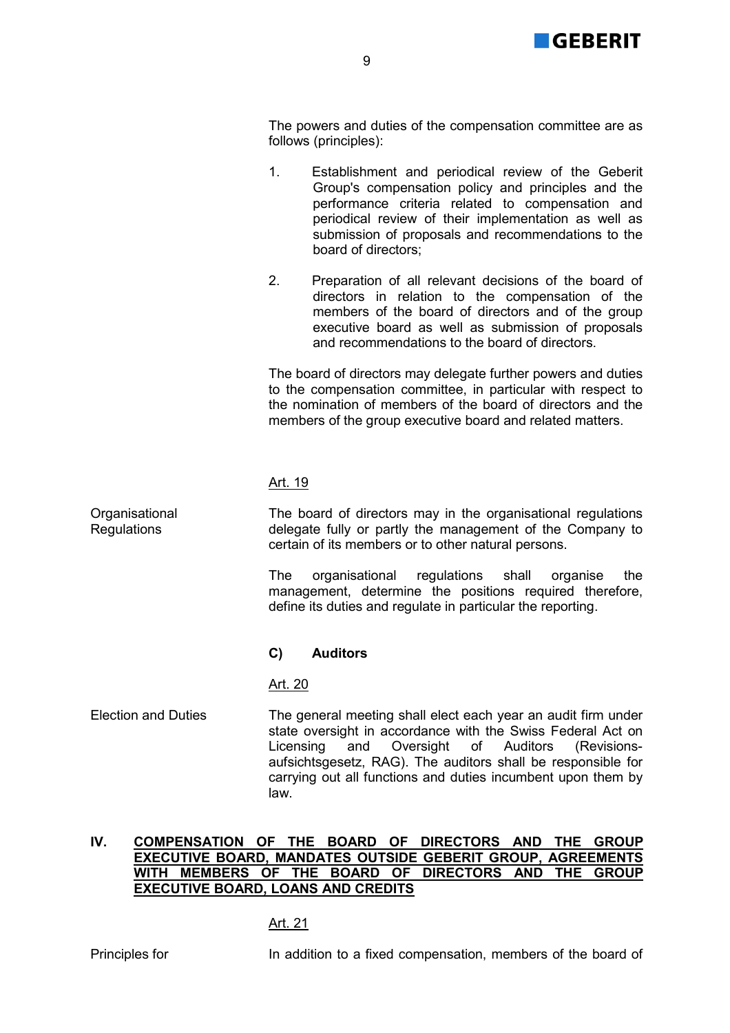The powers and duties of the compensation committee are as follows (principles):

1. Establishment and periodical review of the Geberit Group's compensation policy and principles and the performance criteria related to compensation and periodical review of their implementation as well as submission of proposals and recommendations to the board of directors;

2. Preparation of all relevant decisions of the board of directors in relation to the compensation of the members of the board of directors and of the group executive board as well as submission of proposals and recommendations to the board of directors.

The board of directors may delegate further powers and duties to the compensation committee, in particular with respect to the nomination of members of the board of directors and the members of the group executive board and related matters.

Art. 19

**Organisational Regulations**

The board of directors may in the organisational regulations delegate fully or partly the management of the Company to certain of its members or to other natural persons.

The organisational regulations shall organise the management, determine the positions required therefore, define its duties and regulate in particular the reporting.

### C) Auditors

Art. 20

**Election and Duties**

The general meeting shall elect each year an audit firm under state oversight in accordance with the Swiss Federal Act on Licensing and Oversight of Auditors (Revisionsaufsichtsgesetz, RAG). The auditors shall be responsible for carrying out all functions and duties incumbent upon them by law.

## IV. COMPENSATION OF THE BOARD OF DIRECTORS AND THE GROUP EXECUTIVE BOARD, MANDATES OUTSIDE GEBERIT GROUP, AGREEMENTS WITH MEMBERS OF THE BOARD OF DIRECTORS AND THE GROUP EXECUTIVE BOARD, LOANS AND CREDITS

Art. 21

**Principles for**

In addition to a fixed compensation, members of the board of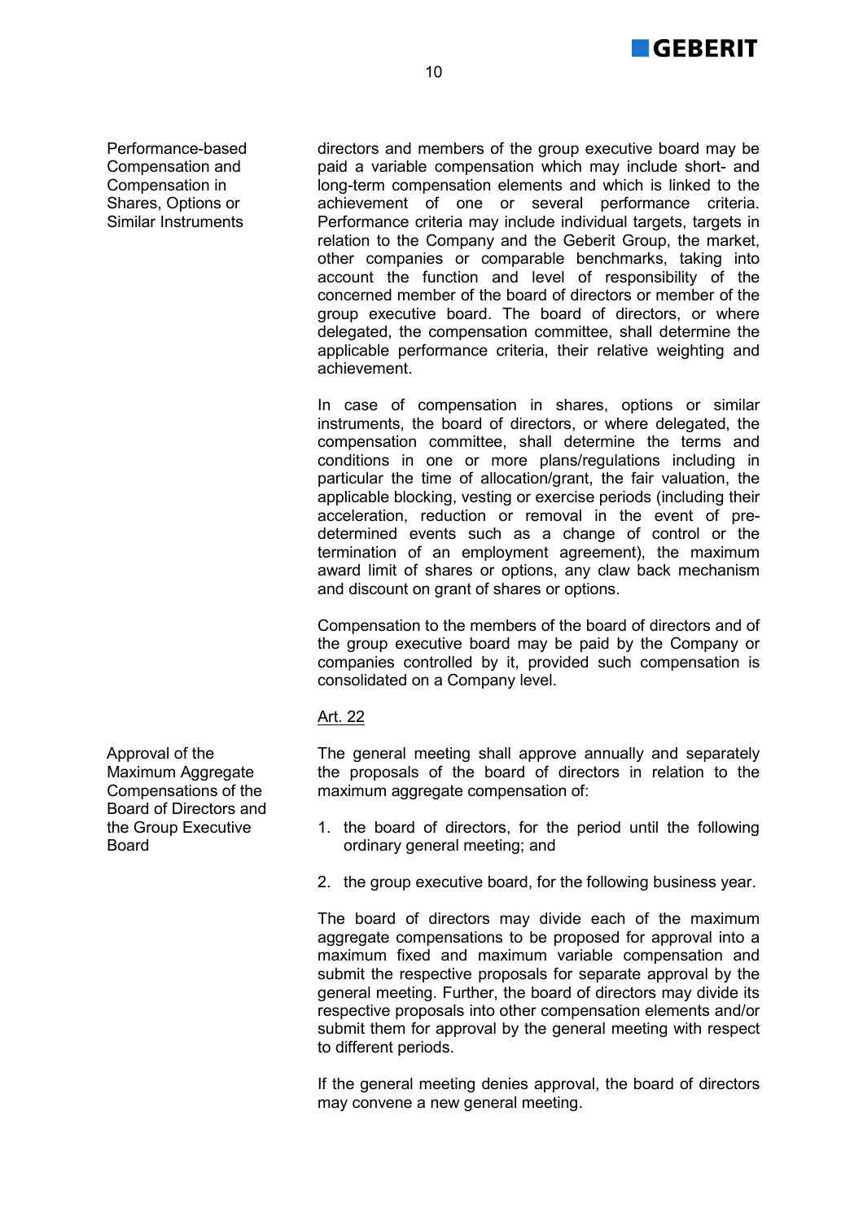**Performance-based Compensation and Compensation in Shares, Options or Similar Instruments**

directors and members of the group executive board may be paid a variable compensation which may include short- and long-term compensation elements and which is linked to the achievement of one or several performance criteria. Performance criteria may include individual targets, targets in relation to the Company and the Geberit Group, the market, other companies or comparable benchmarks, taking into account the function and level of responsibility of the concerned member of the board of directors or member of the group executive board. The board of directors, or where delegated, the compensation committee, shall determine the applicable performance criteria, their relative weighting and achievement.

In case of compensation in shares, options or similar instruments, the board of directors, or where delegated, the compensation committee, shall determine the terms and conditions in one or more plans/regulations including in particular the time of allocation/grant, the fair valuation, the applicable blocking, vesting or exercise periods (including their acceleration, reduction or removal in the event of pre-determined events such as a change of control or the termination of an employment agreement), the maximum award limit of shares or options, any claw back mechanism and discount on grant of shares or options.

Compensation to the members of the board of directors and of the group executive board may be paid by the Company or companies controlled by it, provided such compensation is consolidated on a Company level.

## Art. 22

**Approval of the Maximum Aggregate Compensations of the Board of Directors and the Group Executive Board**

The general meeting shall approve annually and separately the proposals of the board of directors in relation to the maximum aggregate compensation of:

1. the board of directors, for the period until the following ordinary general meeting; and
2. the group executive board, for the following business year.

The board of directors may divide each of the maximum aggregate compensations to be proposed for approval into a maximum fixed and maximum variable compensation and submit the respective proposals for separate approval by the general meeting. Further, the board of directors may divide its respective proposals into other compensation elements and/or submit them for approval by the general meeting with respect to different periods.

If the general meeting denies approval, the board of directors may convene a new general meeting.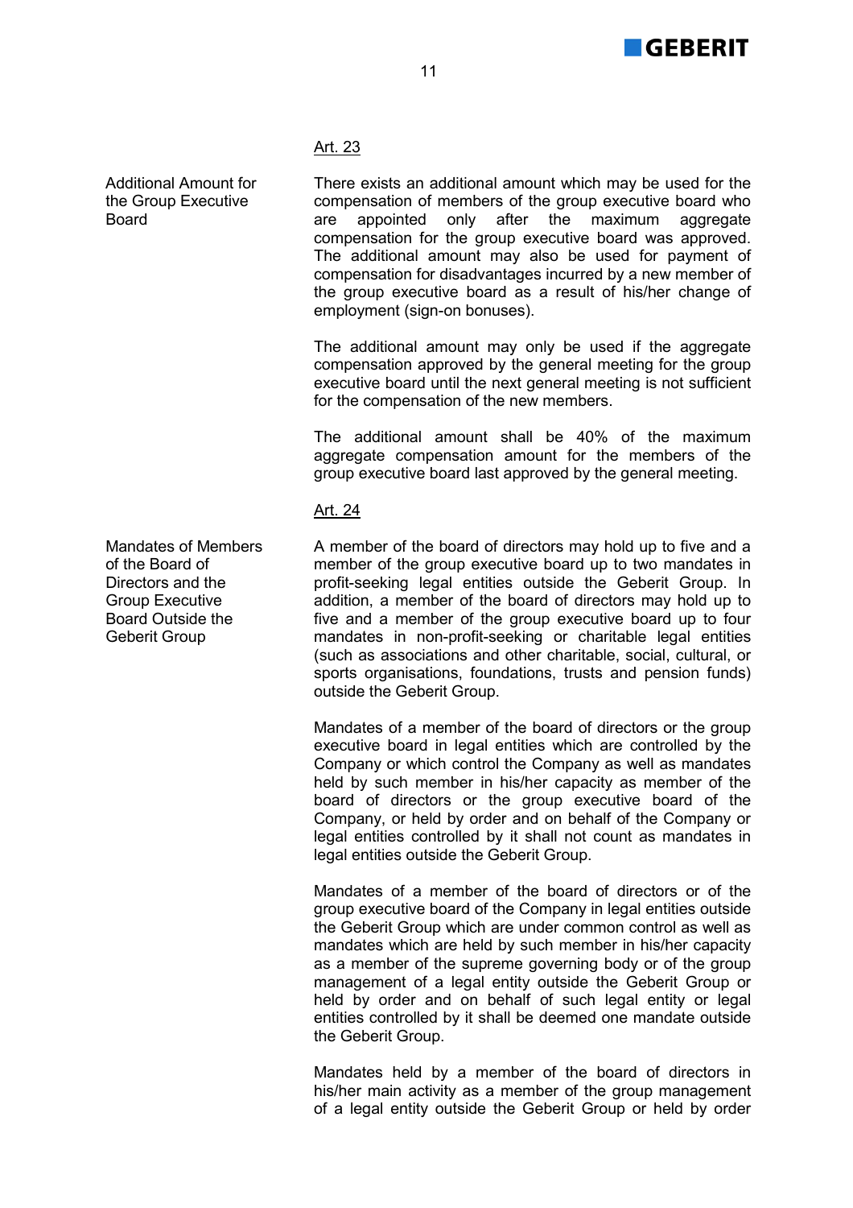Art. 23

**Additional Amount for the Group Executive Board**

There exists an additional amount which may be used for the compensation of members of the group executive board who are appointed only after the maximum aggregate compensation for the group executive board was approved. The additional amount may also be used for payment of compensation for disadvantages incurred by a new member of the group executive board as a result of his/her change of employment (sign-on bonuses).

The additional amount may only be used if the aggregate compensation approved by the general meeting for the group executive board until the next general meeting is not sufficient for the compensation of the new members.

The additional amount shall be 40% of the maximum aggregate compensation amount for the members of the group executive board last approved by the general meeting.

Art. 24

**Mandates of Members of the Board of Directors and the Group Executive Board Outside the Geberit Group**

A member of the board of directors may hold up to five and a member of the group executive board up to two mandates in profit-seeking legal entities outside the Geberit Group. In addition, a member of the board of directors may hold up to five and a member of the group executive board up to four mandates in non-profit-seeking or charitable legal entities (such as associations and other charitable, social, cultural, or sports organisations, foundations, trusts and pension funds) outside the Geberit Group.

Mandates of a member of the board of directors or the group executive board in legal entities which are controlled by the Company or which control the Company as well as mandates held by such member in his/her capacity as member of the board of directors or the group executive board of the Company, or held by order and on behalf of the Company or legal entities controlled by it shall not count as mandates in legal entities outside the Geberit Group.

Mandates of a member of the board of directors or of the group executive board of the Company in legal entities outside the Geberit Group which are under common control as well as mandates which are held by such member in his/her capacity as a member of the supreme governing body or of the group management of a legal entity outside the Geberit Group or held by order and on behalf of such legal entity or legal entities controlled by it shall be deemed one mandate outside the Geberit Group.

Mandates held by a member of the board of directors in his/her main activity as a member of the group management of a legal entity outside the Geberit Group or held by order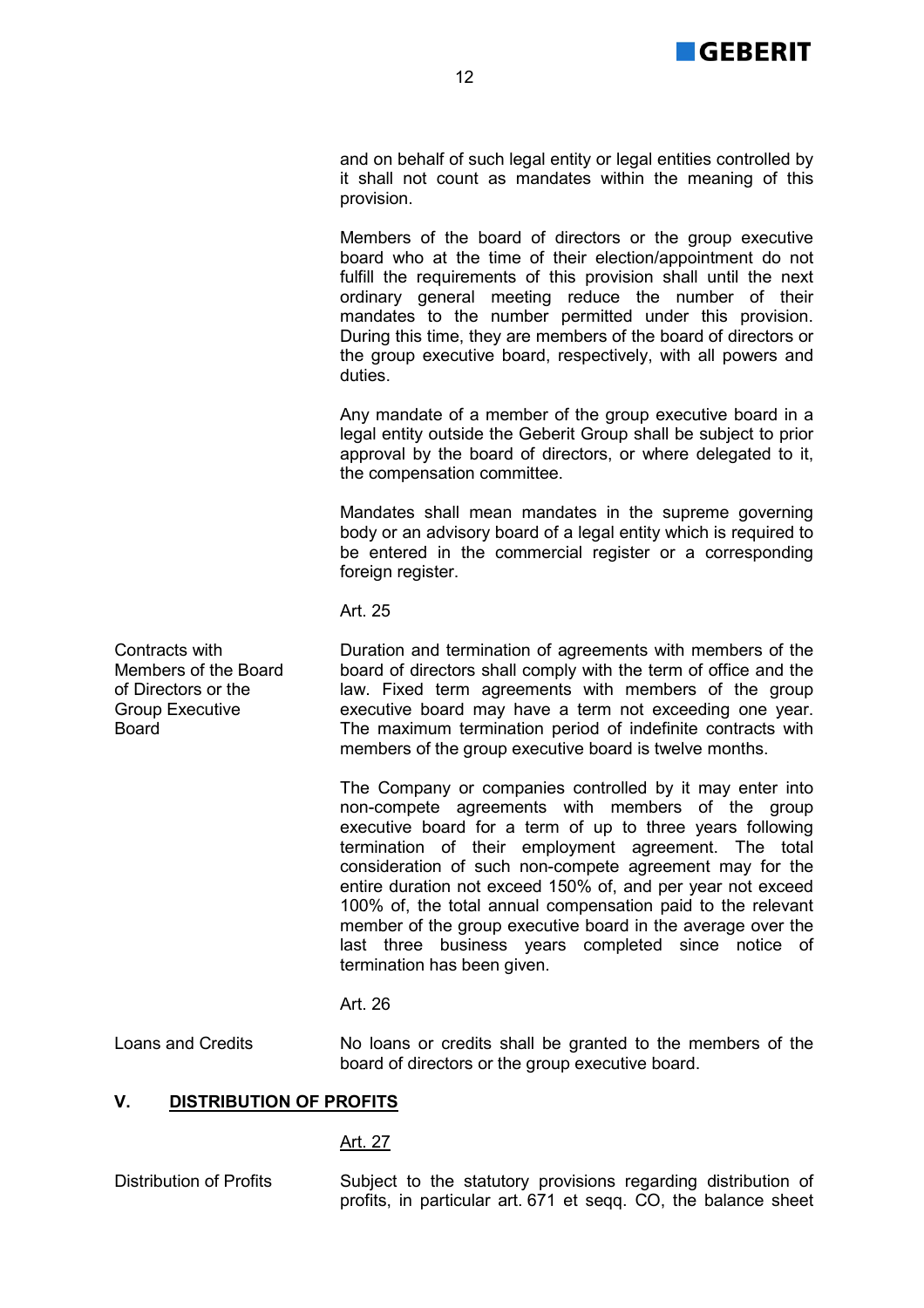and on behalf of such legal entity or legal entities controlled by it shall not count as mandates within the meaning of this provision.

Members of the board of directors or the group executive board who at the time of their election/appointment do not fulfill the requirements of this provision shall until the next ordinary general meeting reduce the number of their mandates to the number permitted under this provision. During this time, they are members of the board of directors or the group executive board, respectively, with all powers and duties.

Any mandate of a member of the group executive board in a legal entity outside the Geberit Group shall be subject to prior approval by the board of directors, or where delegated to it, the compensation committee.

Mandates shall mean mandates in the supreme governing body or an advisory board of a legal entity which is required to be entered in the commercial register or a corresponding foreign register.

Art. 25

**Contracts with Members of the Board of Directors or the Group Executive Board**

Duration and termination of agreements with members of the board of directors shall comply with the term of office and the law. Fixed term agreements with members of the group executive board may have a term not exceeding one year. The maximum termination period of indefinite contracts with members of the group executive board is twelve months.

The Company or companies controlled by it may enter into non-compete agreements with members of the group executive board for a term of up to three years following termination of their employment agreement. The total consideration of such non-compete agreement may for the entire duration not exceed 150% of, and per year not exceed 100% of, the total annual compensation paid to the relevant member of the group executive board in the average over the last three business years completed since notice of termination has been given.

Art. 26

**Loans and Credits**

No loans or credits shall be granted to the members of the board of directors or the group executive board.

## V. DISTRIBUTION OF PROFITS

Art. 27

**Distribution of Profits**

Subject to the statutory provisions regarding distribution of profits, in particular art. 671 et seqq. CO, the balance sheet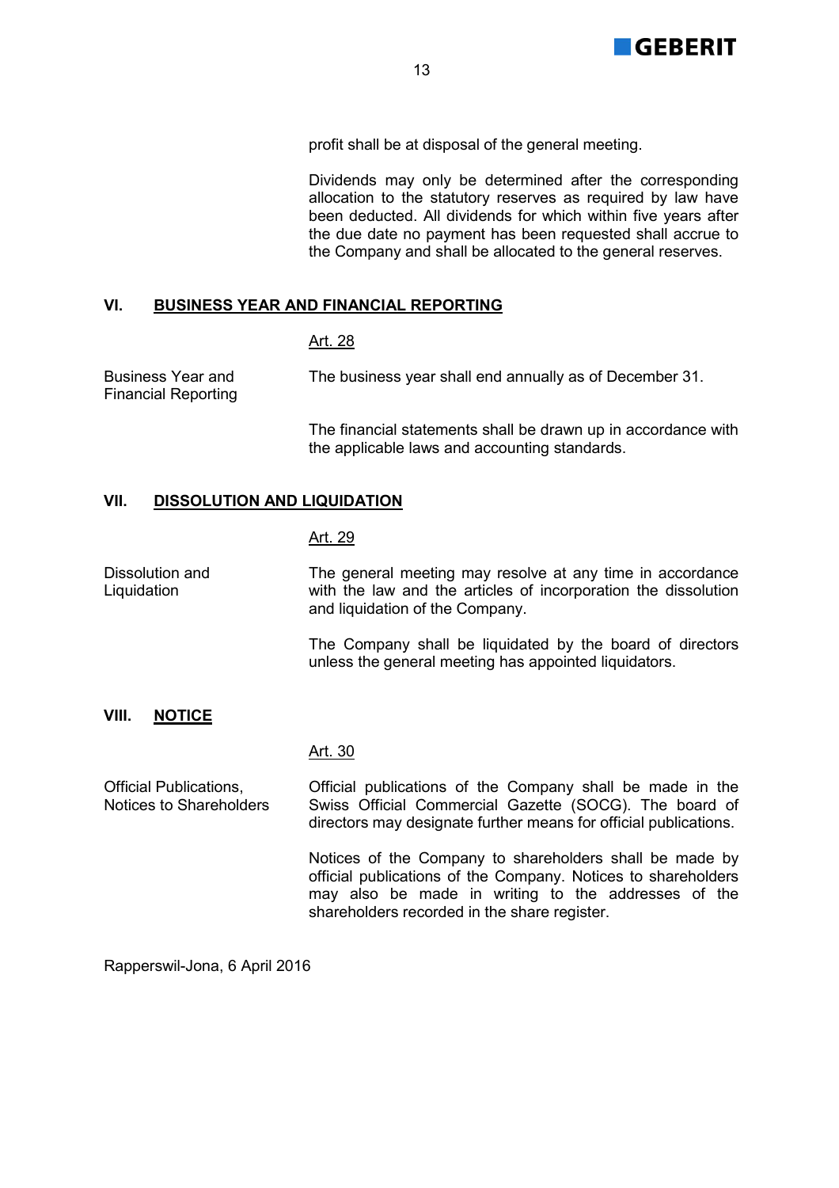profit shall be at disposal of the general meeting.

Dividends may only be determined after the corresponding allocation to the statutory reserves as required by law have been deducted. All dividends for which within five years after the due date no payment has been requested shall accrue to the Company and shall be allocated to the general reserves.

## VI. BUSINESS YEAR AND FINANCIAL REPORTING

Art. 28

Business Year and Financial Reporting

The business year shall end annually as of December 31.

The financial statements shall be drawn up in accordance with the applicable laws and accounting standards.

## VII. DISSOLUTION AND LIQUIDATION

Art. 29

Dissolution and Liquidation

The general meeting may resolve at any time in accordance with the law and the articles of incorporation the dissolution and liquidation of the Company.

The Company shall be liquidated by the board of directors unless the general meeting has appointed liquidators.

## VIII. NOTICE

Art. 30

Official Publications, Notices to Shareholders

Official publications of the Company shall be made in the Swiss Official Commercial Gazette (SOCG). The board of directors may designate further means for official publications.

Notices of the Company to shareholders shall be made by official publications of the Company. Notices to shareholders may also be made in writing to the addresses of the shareholders recorded in the share register.

Rapperswil-Jona, 6 April 2016